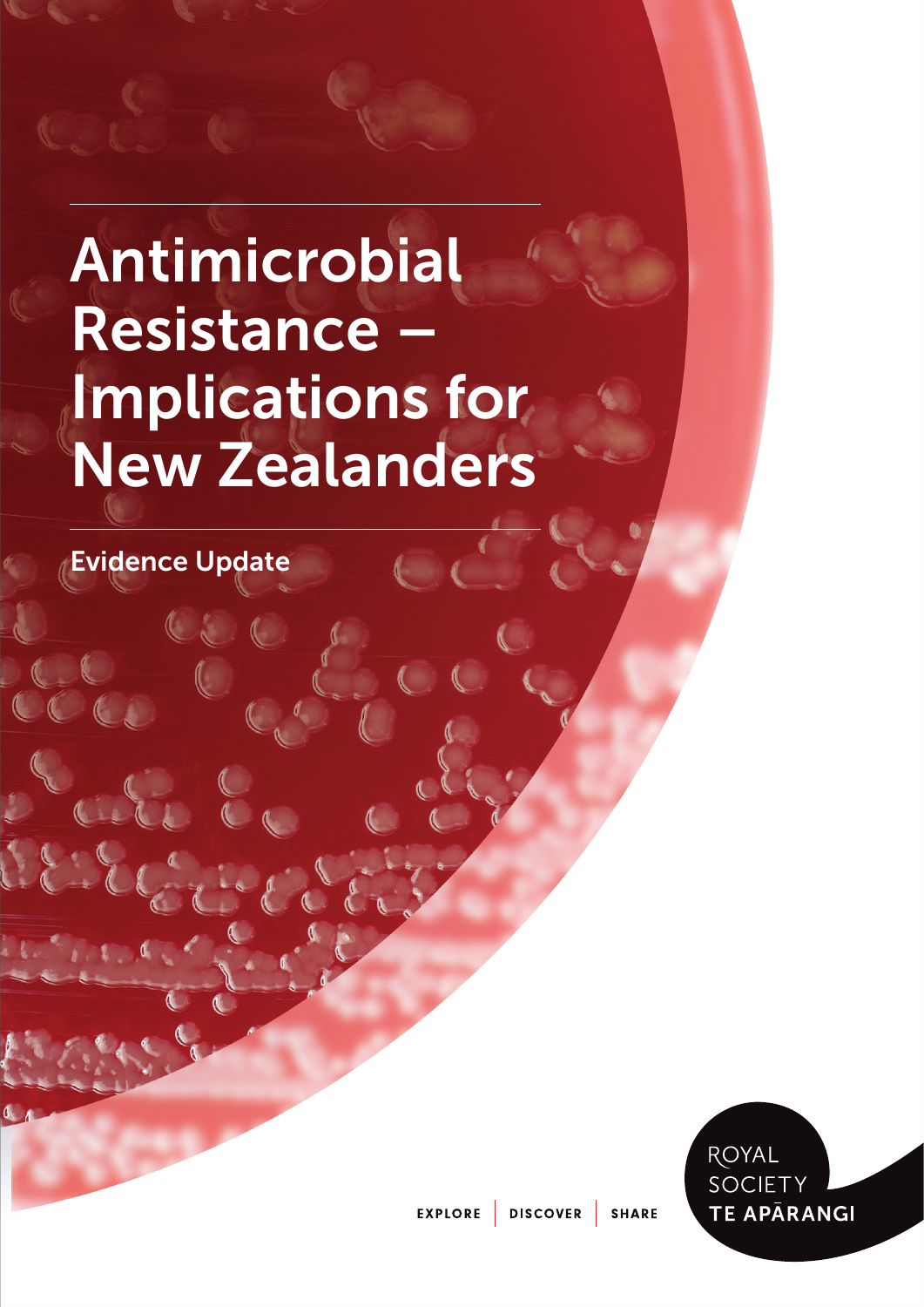# Antimicrobial Resistance – Implications for New Zealanders

## Evidence Update

EXPLORE | DISCOVER | SHARE

ROYAL SOCIETY TE APĀRANGI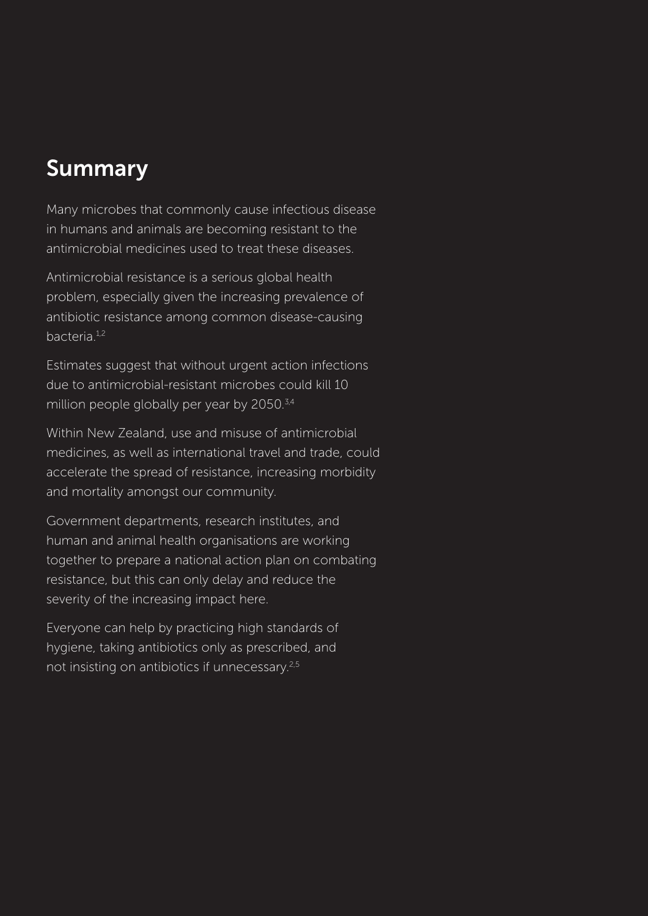## Summary

Many microbes that commonly cause infectious disease in humans and animals are becoming resistant to the antimicrobial medicines used to treat these diseases.

Antimicrobial resistance is a serious global health problem, especially given the increasing prevalence of antibiotic resistance among common disease-causing bacteria.[1,2]

Estimates suggest that without urgent action infections due to antimicrobial-resistant microbes could kill 10 million people globally per year by 2050.[3,4]

Within New Zealand, use and misuse of antimicrobial medicines, as well as international travel and trade, could accelerate the spread of resistance, increasing morbidity and mortality amongst our community.

Government departments, research institutes, and human and animal health organisations are working together to prepare a national action plan on combating resistance, but this can only delay and reduce the severity of the increasing impact here.

Everyone can help by practicing high standards of hygiene, taking antibiotics only as prescribed, and not insisting on antibiotics if unnecessary.[2,5]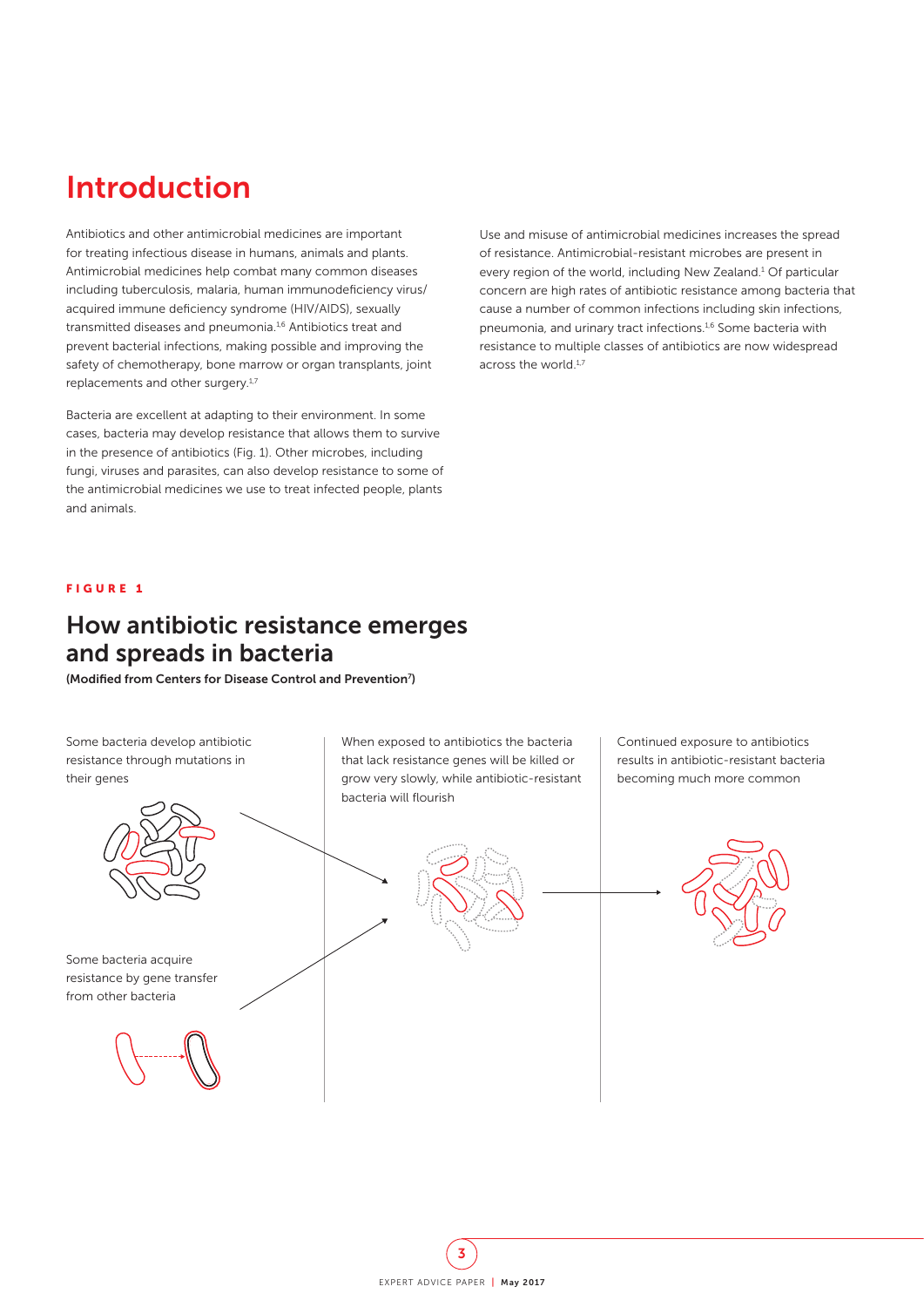# Introduction

Antibiotics and other antimicrobial medicines are important for treating infectious disease in humans, animals and plants. Antimicrobial medicines help combat many common diseases including tuberculosis, malaria, human immunodeficiency virus/acquired immune deficiency syndrome (HIV/AIDS), sexually transmitted diseases and pneumonia.[1,6] Antibiotics treat and prevent bacterial infections, making possible and improving the safety of chemotherapy, bone marrow or organ transplants, joint replacements and other surgery.[1,7]

Bacteria are excellent at adapting to their environment. In some cases, bacteria may develop resistance that allows them to survive in the presence of antibiotics (Fig. 1). Other microbes, including fungi, viruses and parasites, can also develop resistance to some of the antimicrobial medicines we use to treat infected people, plants and animals.

Use and misuse of antimicrobial medicines increases the spread of resistance. Antimicrobial-resistant microbes are present in every region of the world, including New Zealand.[1] Of particular concern are high rates of antibiotic resistance among bacteria that cause a number of common infections including skin infections, pneumonia, and urinary tract infections.[1,6] Some bacteria with resistance to multiple classes of antibiotics are now widespread across the world.[1,7]

**FIGURE 1**

## How antibiotic resistance emerges and spreads in bacteria

**(Modified from Centers for Disease Control and Prevention[7])**

Some bacteria develop antibiotic resistance through mutations in their genes

Some bacteria acquire resistance by gene transfer from other bacteria

When exposed to antibiotics the bacteria that lack resistance genes will be killed or grow very slowly, while antibiotic-resistant bacteria will flourish

Continued exposure to antibiotics results in antibiotic-resistant bacteria becoming much more common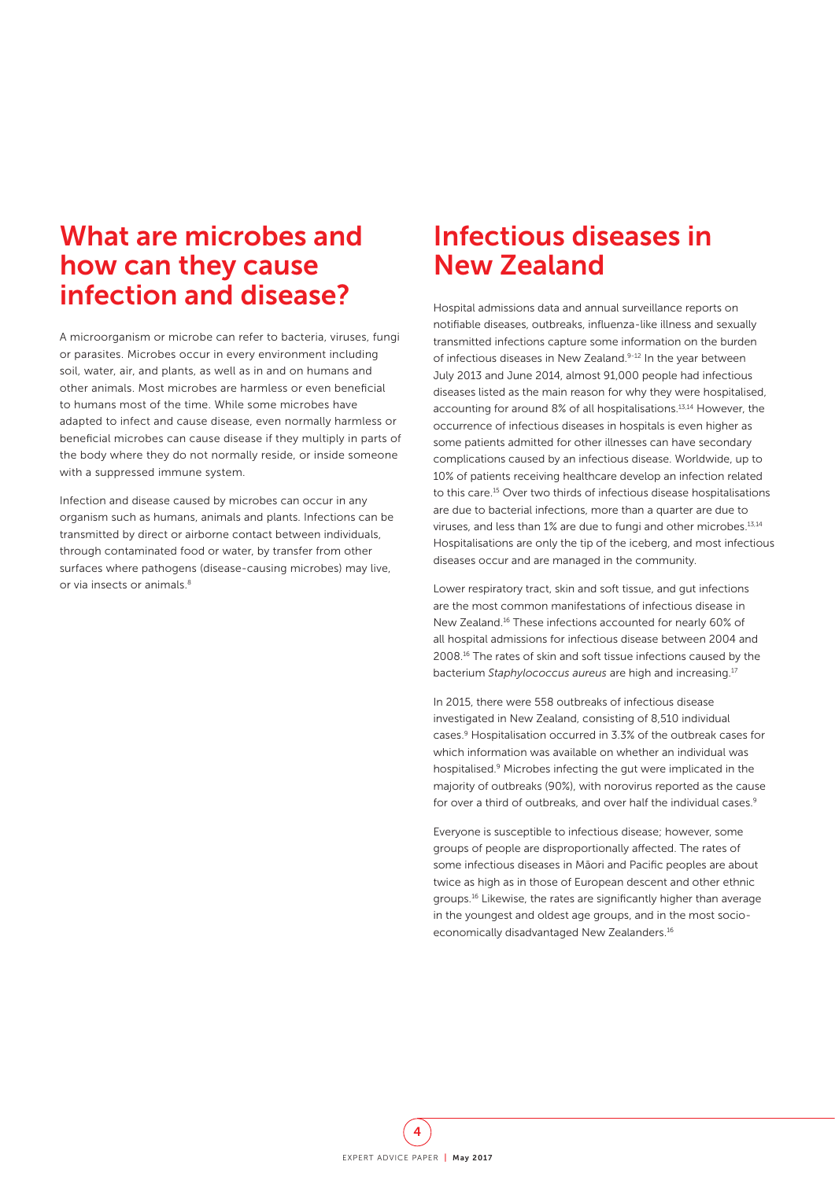## What are microbes and how can they cause infection and disease?

A microorganism or microbe can refer to bacteria, viruses, fungi or parasites. Microbes occur in every environment including soil, water, air, and plants, as well as in and on humans and other animals. Most microbes are harmless or even beneficial to humans most of the time. While some microbes have adapted to infect and cause disease, even normally harmless or beneficial microbes can cause disease if they multiply in parts of the body where they do not normally reside, or inside someone with a suppressed immune system.

Infection and disease caused by microbes can occur in any organism such as humans, animals and plants. Infections can be transmitted by direct or airborne contact between individuals, through contaminated food or water, by transfer from other surfaces where pathogens (disease-causing microbes) may live, or via insects or animals.[8]

## Infectious diseases in New Zealand

Hospital admissions data and annual surveillance reports on notifiable diseases, outbreaks, influenza-like illness and sexually transmitted infections capture some information on the burden of infectious diseases in New Zealand.[9–12] In the year between July 2013 and June 2014, almost 91,000 people had infectious diseases listed as the main reason for why they were hospitalised, accounting for around 8% of all hospitalisations.[13,14] However, the occurrence of infectious diseases in hospitals is even higher as some patients admitted for other illnesses can have secondary complications caused by an infectious disease. Worldwide, up to 10% of patients receiving healthcare develop an infection related to this care.[15] Over two thirds of infectious disease hospitalisations are due to bacterial infections, more than a quarter are due to viruses, and less than 1% are due to fungi and other microbes.[13,14] Hospitalisations are only the tip of the iceberg, and most infectious diseases occur and are managed in the community.

Lower respiratory tract, skin and soft tissue, and gut infections are the most common manifestations of infectious disease in New Zealand.[16] These infections accounted for nearly 60% of all hospital admissions for infectious disease between 2004 and 2008.[16] The rates of skin and soft tissue infections caused by the bacterium *Staphylococcus aureus* are high and increasing.[17]

In 2015, there were 558 outbreaks of infectious disease investigated in New Zealand, consisting of 8,510 individual cases.[9] Hospitalisation occurred in 3.3% of the outbreak cases for which information was available on whether an individual was hospitalised.[9] Microbes infecting the gut were implicated in the majority of outbreaks (90%), with norovirus reported as the cause for over a third of outbreaks, and over half the individual cases.[9]

Everyone is susceptible to infectious disease; however, some groups of people are disproportionally affected. The rates of some infectious diseases in Māori and Pacific peoples are about twice as high as in those of European descent and other ethnic groups.[16] Likewise, the rates are significantly higher than average in the youngest and oldest age groups, and in the most socio-economically disadvantaged New Zealanders.[16]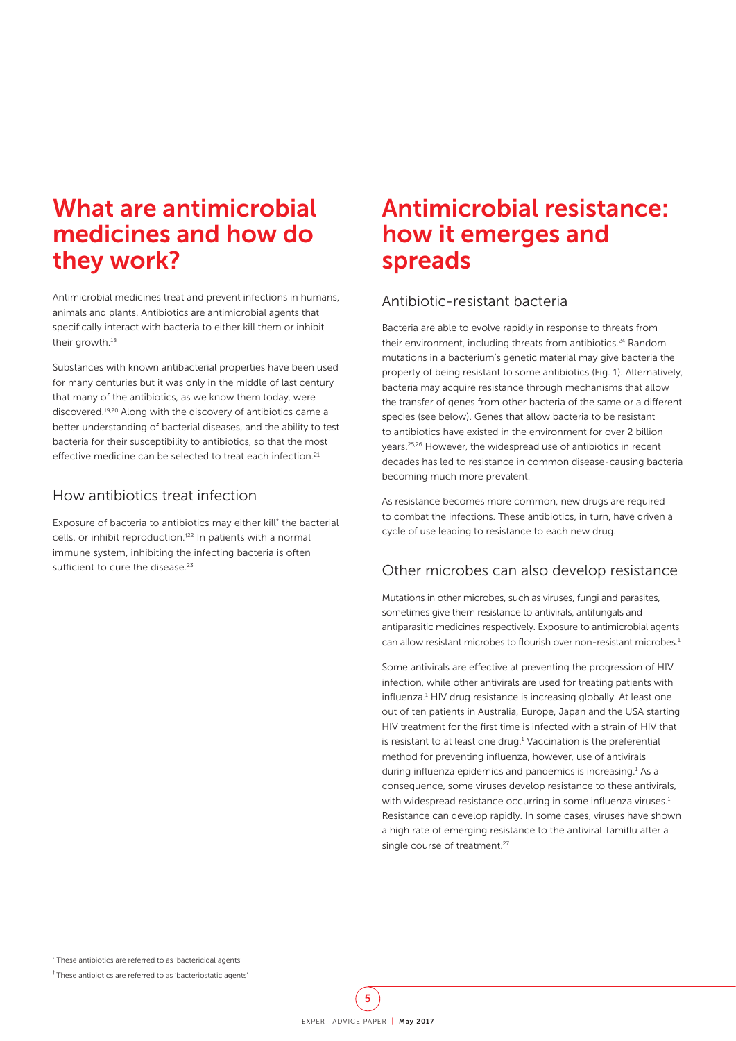# What are antimicrobial medicines and how do they work?

Antimicrobial medicines treat and prevent infections in humans, animals and plants. Antibiotics are antimicrobial agents that specifically interact with bacteria to either kill them or inhibit their growth.[18]

Substances with known antibacterial properties have been used for many centuries but it was only in the middle of last century that many of the antibiotics, as we know them today, were discovered.[19,20] Along with the discovery of antibiotics came a better understanding of bacterial diseases, and the ability to test bacteria for their susceptibility to antibiotics, so that the most effective medicine can be selected to treat each infection.[21]

## How antibiotics treat infection

Exposure of bacteria to antibiotics may either kill[*] the bacterial cells, or inhibit reproduction.[†22] In patients with a normal immune system, inhibiting the infecting bacteria is often sufficient to cure the disease.[23]

# Antimicrobial resistance: how it emerges and spreads

## Antibiotic-resistant bacteria

Bacteria are able to evolve rapidly in response to threats from their environment, including threats from antibiotics.[24] Random mutations in a bacterium's genetic material may give bacteria the property of being resistant to some antibiotics (Fig. 1). Alternatively, bacteria may acquire resistance through mechanisms that allow the transfer of genes from other bacteria of the same or a different species (see below). Genes that allow bacteria to be resistant to antibiotics have existed in the environment for over 2 billion years.[25,26] However, the widespread use of antibiotics in recent decades has led to resistance in common disease-causing bacteria becoming much more prevalent.

As resistance becomes more common, new drugs are required to combat the infections. These antibiotics, in turn, have driven a cycle of use leading to resistance to each new drug.

## Other microbes can also develop resistance

Mutations in other microbes, such as viruses, fungi and parasites, sometimes give them resistance to antivirals, antifungals and antiparasitic medicines respectively. Exposure to antimicrobial agents can allow resistant microbes to flourish over non-resistant microbes.[1]

Some antivirals are effective at preventing the progression of HIV infection, while other antivirals are used for treating patients with influenza.[1] HIV drug resistance is increasing globally. At least one out of ten patients in Australia, Europe, Japan and the USA starting HIV treatment for the first time is infected with a strain of HIV that is resistant to at least one drug.[1] Vaccination is the preferential method for preventing influenza, however, use of antivirals during influenza epidemics and pandemics is increasing.[1] As a consequence, some viruses develop resistance to these antivirals, with widespread resistance occurring in some influenza viruses.[1] Resistance can develop rapidly. In some cases, viruses have shown a high rate of emerging resistance to the antiviral Tamiflu after a single course of treatment.[27]

---

[*] These antibiotics are referred to as 'bactericidal agents'

[†] These antibiotics are referred to as 'bacteriostatic agents'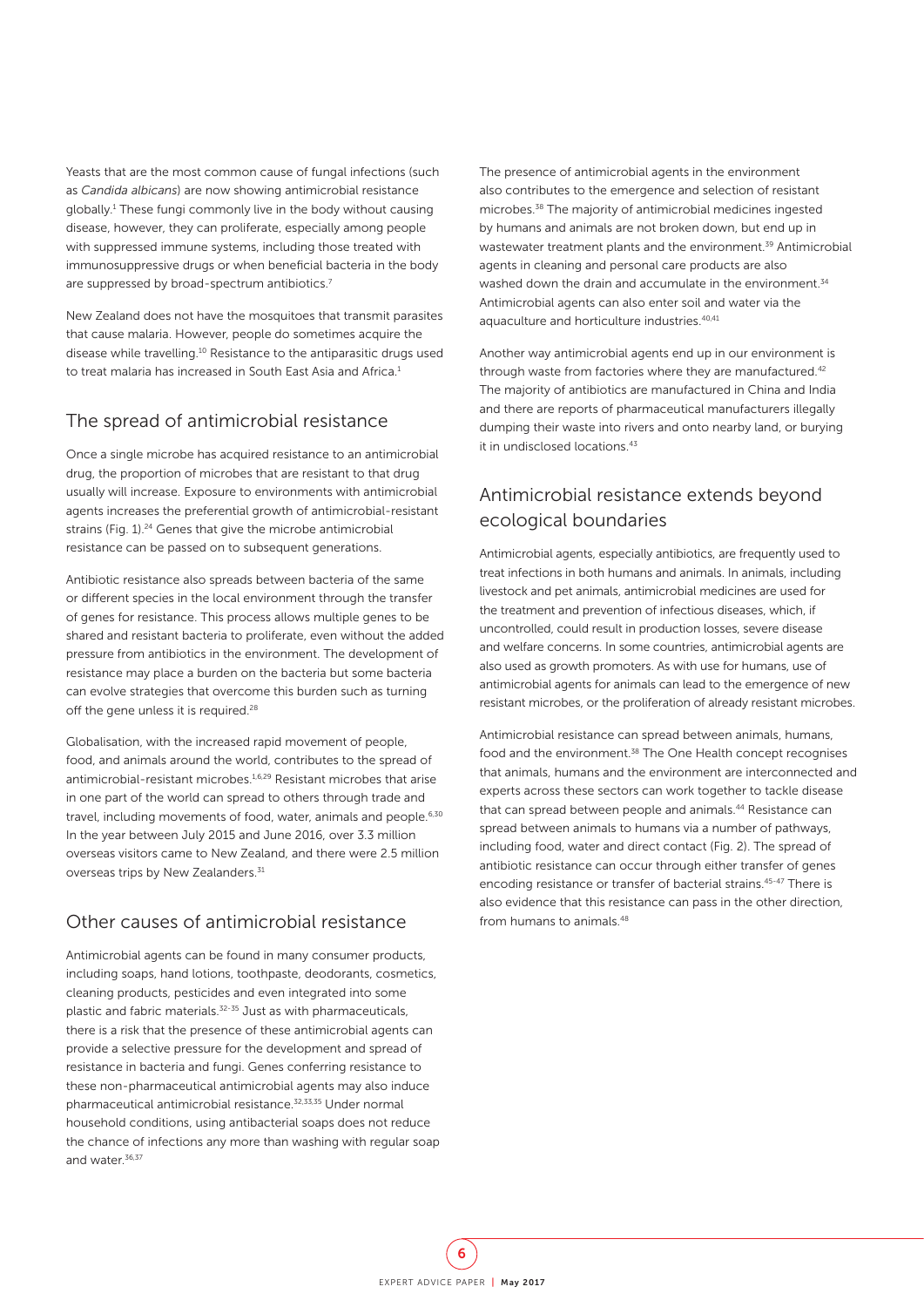Yeasts that are the most common cause of fungal infections (such as *Candida albicans*) are now showing antimicrobial resistance globally.[1] These fungi commonly live in the body without causing disease, however, they can proliferate, especially among people with suppressed immune systems, including those treated with immunosuppressive drugs or when beneficial bacteria in the body are suppressed by broad-spectrum antibiotics.[7]

New Zealand does not have the mosquitoes that transmit parasites that cause malaria. However, people do sometimes acquire the disease while travelling.[10] Resistance to the antiparasitic drugs used to treat malaria has increased in South East Asia and Africa.[1]

## The spread of antimicrobial resistance

Once a single microbe has acquired resistance to an antimicrobial drug, the proportion of microbes that are resistant to that drug usually will increase. Exposure to environments with antimicrobial agents increases the preferential growth of antimicrobial-resistant strains (Fig. 1).[24] Genes that give the microbe antimicrobial resistance can be passed on to subsequent generations.

Antibiotic resistance also spreads between bacteria of the same or different species in the local environment through the transfer of genes for resistance. This process allows multiple genes to be shared and resistant bacteria to proliferate, even without the added pressure from antibiotics in the environment. The development of resistance may place a burden on the bacteria but some bacteria can evolve strategies that overcome this burden such as turning off the gene unless it is required.[28]

Globalisation, with the increased rapid movement of people, food, and animals around the world, contributes to the spread of antimicrobial-resistant microbes.[1,6,29] Resistant microbes that arise in one part of the world can spread to others through trade and travel, including movements of food, water, animals and people.[6,30] In the year between July 2015 and June 2016, over 3.3 million overseas visitors came to New Zealand, and there were 2.5 million overseas trips by New Zealanders.[31]

## Other causes of antimicrobial resistance

Antimicrobial agents can be found in many consumer products, including soaps, hand lotions, toothpaste, deodorants, cosmetics, cleaning products, pesticides and even integrated into some plastic and fabric materials.[32-35] Just as with pharmaceuticals, there is a risk that the presence of these antimicrobial agents can provide a selective pressure for the development and spread of resistance in bacteria and fungi. Genes conferring resistance to these non-pharmaceutical antimicrobial agents may also induce pharmaceutical antimicrobial resistance.[32,33,35] Under normal household conditions, using antibacterial soaps does not reduce the chance of infections any more than washing with regular soap and water.[36,37]

The presence of antimicrobial agents in the environment also contributes to the emergence and selection of resistant microbes.[38] The majority of antimicrobial medicines ingested by humans and animals are not broken down, but end up in wastewater treatment plants and the environment.[39] Antimicrobial agents in cleaning and personal care products are also washed down the drain and accumulate in the environment.[34] Antimicrobial agents can also enter soil and water via the aquaculture and horticulture industries.[40,41]

Another way antimicrobial agents end up in our environment is through waste from factories where they are manufactured.[42] The majority of antibiotics are manufactured in China and India and there are reports of pharmaceutical manufacturers illegally dumping their waste into rivers and onto nearby land, or burying it in undisclosed locations.[43]

## Antimicrobial resistance extends beyond ecological boundaries

Antimicrobial agents, especially antibiotics, are frequently used to treat infections in both humans and animals. In animals, including livestock and pet animals, antimicrobial medicines are used for the treatment and prevention of infectious diseases, which, if uncontrolled, could result in production losses, severe disease and welfare concerns. In some countries, antimicrobial agents are also used as growth promoters. As with use for humans, use of antimicrobial agents for animals can lead to the emergence of new resistant microbes, or the proliferation of already resistant microbes.

Antimicrobial resistance can spread between animals, humans, food and the environment.[38] The One Health concept recognises that animals, humans and the environment are interconnected and experts across these sectors can work together to tackle disease that can spread between people and animals.[44] Resistance can spread between animals to humans via a number of pathways, including food, water and direct contact (Fig. 2). The spread of antibiotic resistance can occur through either transfer of genes encoding resistance or transfer of bacterial strains.[45-47] There is also evidence that this resistance can pass in the other direction, from humans to animals.[48]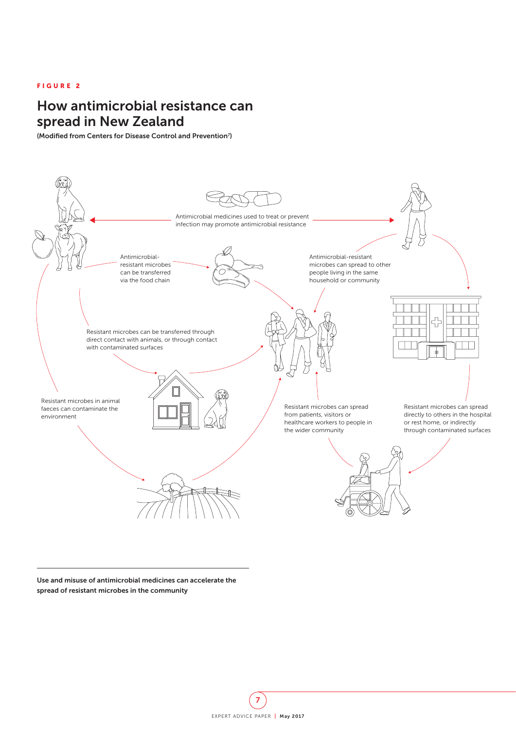FIGURE 2

## How antimicrobial resistance can spread in New Zealand

**(Modified from Centers for Disease Control and Prevention[7])**

Antimicrobial medicines used to treat or prevent infection may promote antimicrobial resistance

Antimicrobial-resistant microbes can be transferred via the food chain

Antimicrobial-resistant microbes can spread to other people living in the same household or community

Resistant microbes can be transferred through direct contact with animals, or through contact with contaminated surfaces

Resistant microbes in animal faeces can contaminate the environment

Resistant microbes can spread from patients, visitors or healthcare workers to people in the wider community

Resistant microbes can spread directly to others in the hospital or rest home, or indirectly through contaminated surfaces

---

**Use and misuse of antimicrobial medicines can accelerate the spread of resistant microbes in the community**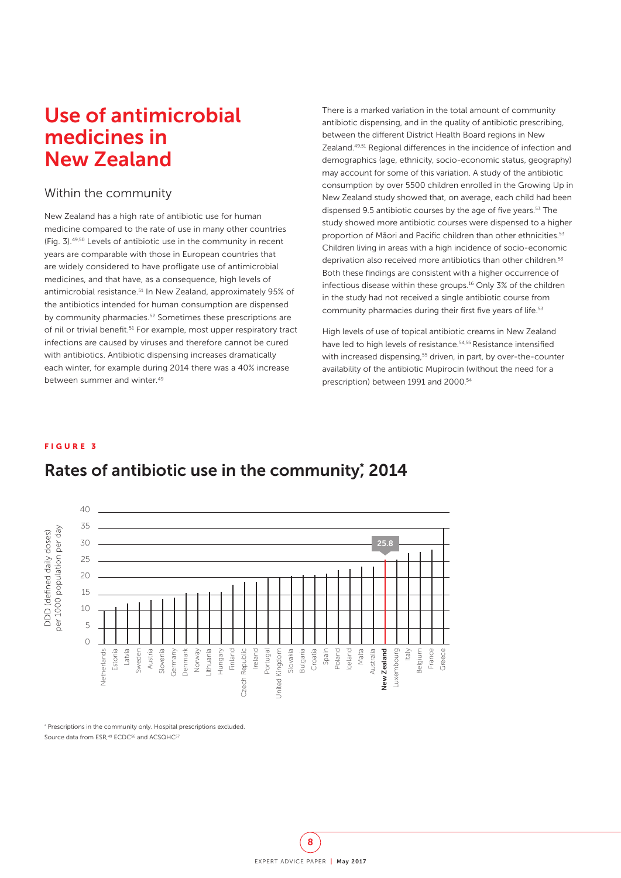# Use of antimicrobial medicines in New Zealand

## Within the community

New Zealand has a high rate of antibiotic use for human medicine compared to the rate of use in many other countries (Fig. 3).[49,50] Levels of antibiotic use in the community in recent years are comparable with those in European countries that are widely considered to have profligate use of antimicrobial medicines, and that have, as a consequence, high levels of antimicrobial resistance.[51] In New Zealand, approximately 95% of the antibiotics intended for human consumption are dispensed by community pharmacies.[52] Sometimes these prescriptions are of nil or trivial benefit.[51] For example, most upper respiratory tract infections are caused by viruses and therefore cannot be cured with antibiotics. Antibiotic dispensing increases dramatically each winter, for example during 2014 there was a 40% increase between summer and winter.[49]

There is a marked variation in the total amount of community antibiotic dispensing, and in the quality of antibiotic prescribing, between the different District Health Board regions in New Zealand.[49,51] Regional differences in the incidence of infection and demographics (age, ethnicity, socio-economic status, geography) may account for some of this variation. A study of the antibiotic consumption by over 5500 children enrolled in the Growing Up in New Zealand study showed that, on average, each child had been dispensed 9.5 antibiotic courses by the age of five years.[53] The study showed more antibiotic courses were dispensed to a higher proportion of Māori and Pacific children than other ethnicities.[53] Children living in areas with a high incidence of socio-economic deprivation also received more antibiotics than other children.[53] Both these findings are consistent with a higher occurrence of infectious disease within these groups.[16] Only 3% of the children in the study had not received a single antibiotic course from community pharmacies during their first five years of life.[53]

High levels of use of topical antibiotic creams in New Zealand have led to high levels of resistance.[54,55] Resistance intensified with increased dispensing,[55] driven, in part, by over-the-counter availability of the antibiotic Mupirocin (without the need for a prescription) between 1991 and 2000.[54]

**FIGURE 3**

## Rates of antibiotic use in the community*, 2014

DDD (defined daily doses) per 1000 population per day, by country (ascending): Netherlands, Estonia, Latvia, Sweden, Austria, Slovenia, Germany, Denmark, Norway, Lithuania, Hungary, Finland, Czech Republic, Ireland, Portugal, United Kingdom, Slovakia, Bulgaria, Croatia, Spain, Poland, Iceland, Malta, Australia, **New Zealand (25.8)**, Luxembourg, Italy, Belgium, France, Greece

\* Prescriptions in the community only. Hospital prescriptions excluded.
Source data from ESR,[49] ECDC[56] and ACSQHC[57]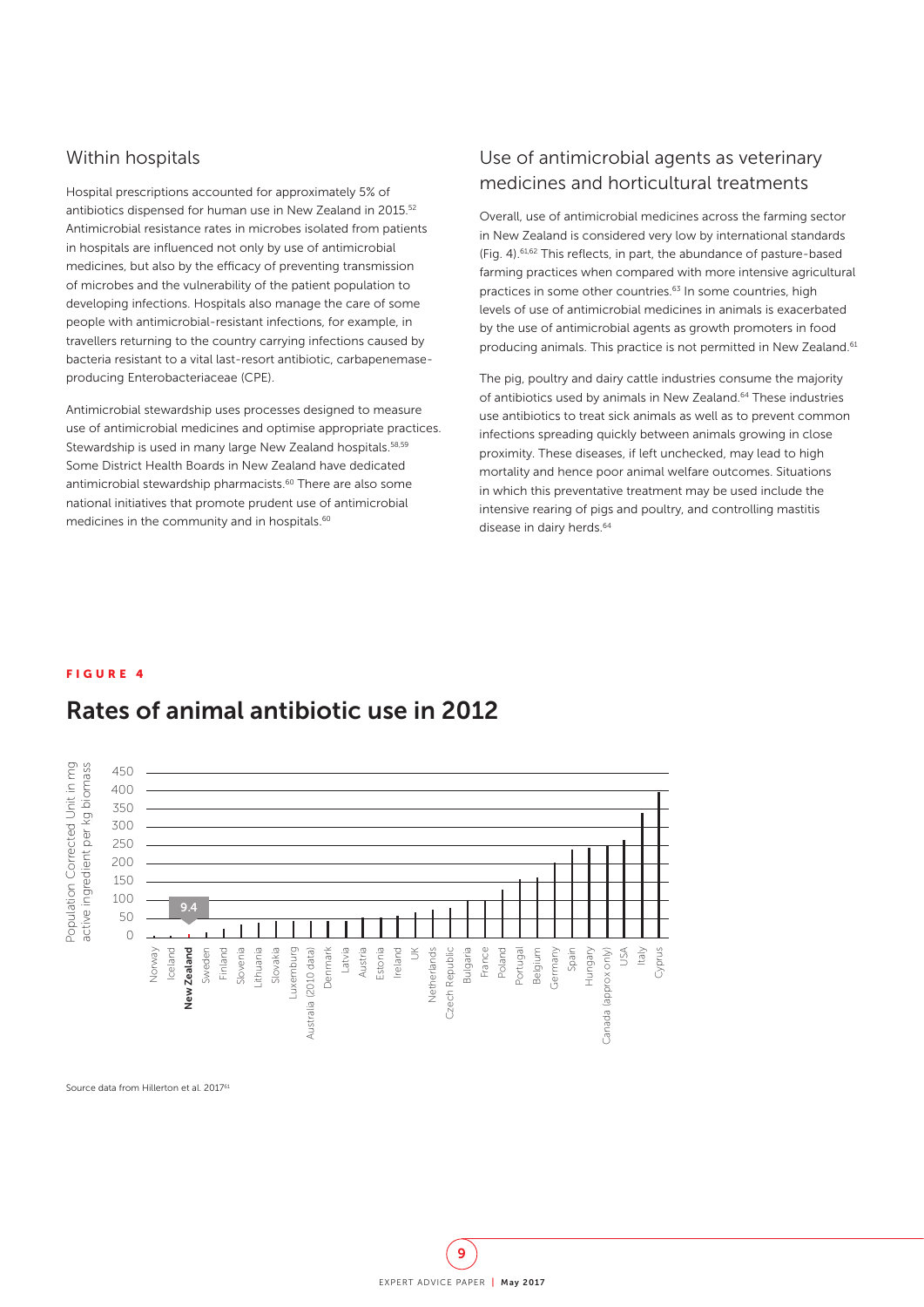## Within hospitals

Hospital prescriptions accounted for approximately 5% of antibiotics dispensed for human use in New Zealand in 2015.[52] Antimicrobial resistance rates in microbes isolated from patients in hospitals are influenced not only by use of antimicrobial medicines, but also by the efficacy of preventing transmission of microbes and the vulnerability of the patient population to developing infections. Hospitals also manage the care of some people with antimicrobial-resistant infections, for example, in travellers returning to the country carrying infections caused by bacteria resistant to a vital last-resort antibiotic, carbapenemase-producing Enterobacteriaceae (CPE).

Antimicrobial stewardship uses processes designed to measure use of antimicrobial medicines and optimise appropriate practices. Stewardship is used in many large New Zealand hospitals.[58,59] Some District Health Boards in New Zealand have dedicated antimicrobial stewardship pharmacists.[60] There are also some national initiatives that promote prudent use of antimicrobial medicines in the community and in hospitals.[60]

## Use of antimicrobial agents as veterinary medicines and horticultural treatments

Overall, use of antimicrobial medicines across the farming sector in New Zealand is considered very low by international standards (Fig. 4).[61,62] This reflects, in part, the abundance of pasture-based farming practices when compared with more intensive agricultural practices in some other countries.[63] In some countries, high levels of use of antimicrobial medicines in animals is exacerbated by the use of antimicrobial agents as growth promoters in food producing animals. This practice is not permitted in New Zealand.[61]

The pig, poultry and dairy cattle industries consume the majority of antibiotics used by animals in New Zealand.[64] These industries use antibiotics to treat sick animals as well as to prevent common infections spreading quickly between animals growing in close proximity. These diseases, if left unchecked, may lead to high mortality and hence poor animal welfare outcomes. Situations in which this preventative treatment may be used include the intensive rearing of pigs and poultry, and controlling mastitis disease in dairy herds.[64]

**FIGURE 4**

## Rates of animal antibiotic use in 2012

Y-axis: Population Corrected Unit in mg active ingredient per kg biomass (0–450)

Countries (in order): Norway, Iceland, **New Zealand** (9.4), Sweden, Finland, Slovenia, Lithuania, Slovakia, Luxemburg, Australia (2010 data), Denmark, Latvia, Austria, Estonia, Ireland, UK, Netherlands, Czech Republic, Bulgaria, France, Poland, Portugal, Belgium, Germany, Spain, Hungary, Canada (approx only), USA, Italy, Cyprus

Source data from Hillerton et al. 2017[61]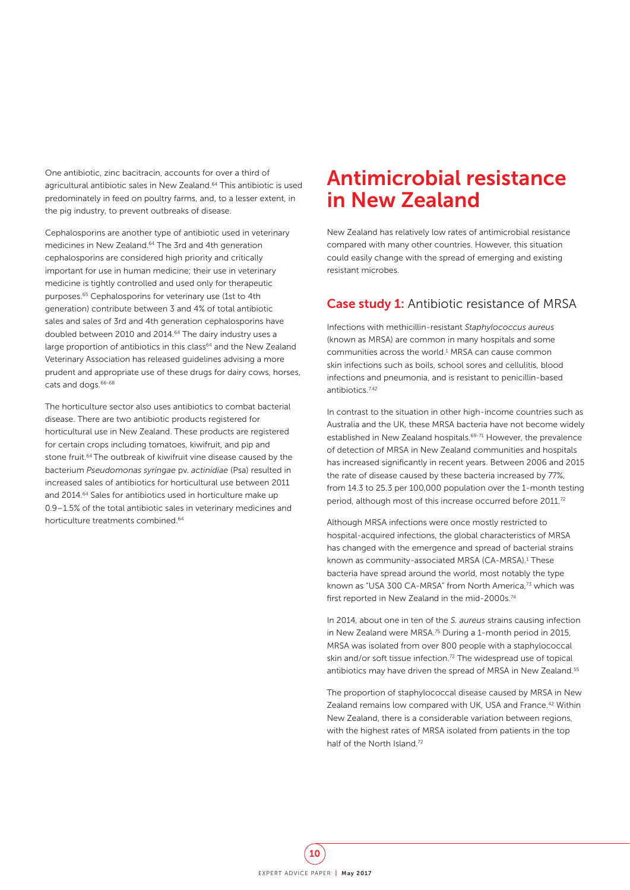One antibiotic, zinc bacitracin, accounts for over a third of agricultural antibiotic sales in New Zealand.[64] This antibiotic is used predominately in feed on poultry farms, and, to a lesser extent, in the pig industry, to prevent outbreaks of disease.

Cephalosporins are another type of antibiotic used in veterinary medicines in New Zealand.[64] The 3rd and 4th generation cephalosporins are considered high priority and critically important for use in human medicine; their use in veterinary medicine is tightly controlled and used only for therapeutic purposes.[65] Cephalosporins for veterinary use (1st to 4th generation) contribute between 3 and 4% of total antibiotic sales and sales of 3rd and 4th generation cephalosporins have doubled between 2010 and 2014.[64] The dairy industry uses a large proportion of antibiotics in this class[64] and the New Zealand Veterinary Association has released guidelines advising a more prudent and appropriate use of these drugs for dairy cows, horses, cats and dogs.[66-68]

The horticulture sector also uses antibiotics to combat bacterial disease. There are two antibiotic products registered for horticultural use in New Zealand. These products are registered for certain crops including tomatoes, kiwifruit, and pip and stone fruit.[64] The outbreak of kiwifruit vine disease caused by the bacterium *Pseudomonas syringae* pv. *actinidiae* (Psa) resulted in increased sales of antibiotics for horticultural use between 2011 and 2014.[64] Sales for antibiotics used in horticulture make up 0.9–1.5% of the total antibiotic sales in veterinary medicines and horticulture treatments combined.[64]

# Antimicrobial resistance in New Zealand

New Zealand has relatively low rates of antimicrobial resistance compared with many other countries. However, this situation could easily change with the spread of emerging and existing resistant microbes.

## Case study 1: Antibiotic resistance of MRSA

Infections with methicillin-resistant *Staphylococcus aureus* (known as MRSA) are common in many hospitals and some communities across the world.[1] MRSA can cause common skin infections such as boils, school sores and cellulitis, blood infections and pneumonia, and is resistant to penicillin-based antibiotics.[7,42]

In contrast to the situation in other high-income countries such as Australia and the UK, these MRSA bacteria have not become widely established in New Zealand hospitals.[69-71] However, the prevalence of detection of MRSA in New Zealand communities and hospitals has increased significantly in recent years. Between 2006 and 2015 the rate of disease caused by these bacteria increased by 77%, from 14.3 to 25.3 per 100,000 population over the 1-month testing period, although most of this increase occurred before 2011.[72]

Although MRSA infections were once mostly restricted to hospital-acquired infections, the global characteristics of MRSA has changed with the emergence and spread of bacterial strains known as community-associated MRSA (CA-MRSA).[1] These bacteria have spread around the world, most notably the type known as "USA 300 CA-MRSA" from North America,[73] which was first reported in New Zealand in the mid-2000s.[74]

In 2014, about one in ten of the *S. aureus* strains causing infection in New Zealand were MRSA.[75] During a 1-month period in 2015, MRSA was isolated from over 800 people with a staphylococcal skin and/or soft tissue infection.[72] The widespread use of topical antibiotics may have driven the spread of MRSA in New Zealand.[55]

The proportion of staphylococcal disease caused by MRSA in New Zealand remains low compared with UK, USA and France.[42] Within New Zealand, there is a considerable variation between regions, with the highest rates of MRSA isolated from patients in the top half of the North Island.[72]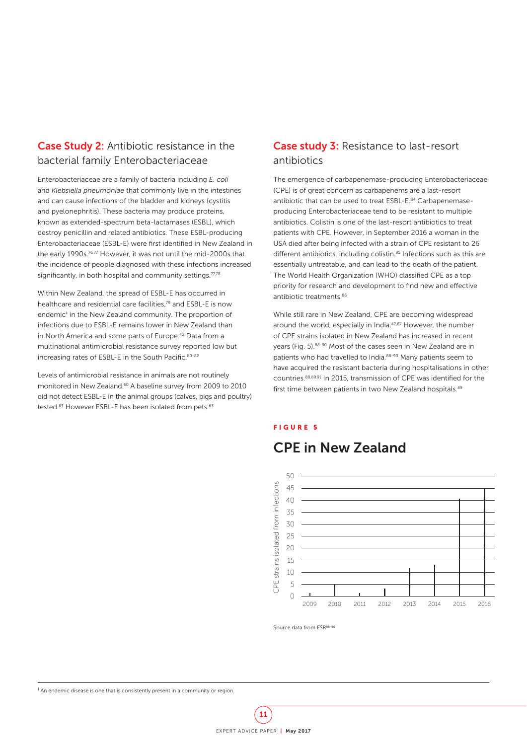## Case Study 2: Antibiotic resistance in the bacterial family Enterobacteriaceae

Enterobacteriaceae are a family of bacteria including *E. coli* and *Klebsiella pneumoniae* that commonly live in the intestines and can cause infections of the bladder and kidneys (cystitis and pyelonephritis). These bacteria may produce proteins, known as extended-spectrum beta-lactamases (ESBL), which destroy penicillin and related antibiotics. These ESBL-producing Enterobacteriaceae (ESBL-E) were first identified in New Zealand in the early 1990s.[76,77] However, it was not until the mid-2000s that the incidence of people diagnosed with these infections increased significantly, in both hospital and community settings.[77,78]

Within New Zealand, the spread of ESBL-E has occurred in healthcare and residential care facilities,[79] and ESBL-E is now endemic[‡] in the New Zealand community. The proportion of infections due to ESBL-E remains lower in New Zealand than in North America and some parts of Europe.[42] Data from a multinational antimicrobial resistance survey reported low but increasing rates of ESBL-E in the South Pacific.[80-82]

Levels of antimicrobial resistance in animals are not routinely monitored in New Zealand.[60] A baseline survey from 2009 to 2010 did not detect ESBL-E in the animal groups (calves, pigs and poultry) tested.[83] However ESBL-E has been isolated from pets.[63]

## Case study 3: Resistance to last-resort antibiotics

The emergence of carbapenemase-producing Enterobacteriaceae (CPE) is of great concern as carbapenems are a last-resort antibiotic that can be used to treat ESBL-E.[84] Carbapenemase-producing Enterobacteriaceae tend to be resistant to multiple antibiotics. Colistin is one of the last-resort antibiotics to treat patients with CPE. However, in September 2016 a woman in the USA died after being infected with a strain of CPE resistant to 26 different antibiotics, including colistin.[85] Infections such as this are essentially untreatable, and can lead to the death of the patient. The World Health Organization (WHO) classified CPE as a top priority for research and development to find new and effective antibiotic treatments.[86]

While still rare in New Zealand, CPE are becoming widespread around the world, especially in India.[42,87] However, the number of CPE strains isolated in New Zealand has increased in recent years (Fig. 5).[88-90] Most of the cases seen in New Zealand are in patients who had travelled to India.[88-90] Many patients seem to have acquired the resistant bacteria during hospitalisations in other countries.[88,89,91] In 2015, transmission of CPE was identified for the first time between patients in two New Zealand hospitals.[89]

**FIGURE 5**

### CPE in New Zealand

| Year | CPE strains isolated from infections (approx.) |
|---|---|
| 2009 | 1 |
| 2010 | 5 |
| 2011 | 1 |
| 2012 | 3 |
| 2013 | 12 |
| 2014 | 13 |
| 2015 | 41 |
| 2016 | 45 |

Source data from ESR[88-90]

[‡] An endemic disease is one that is consistently present in a community or region.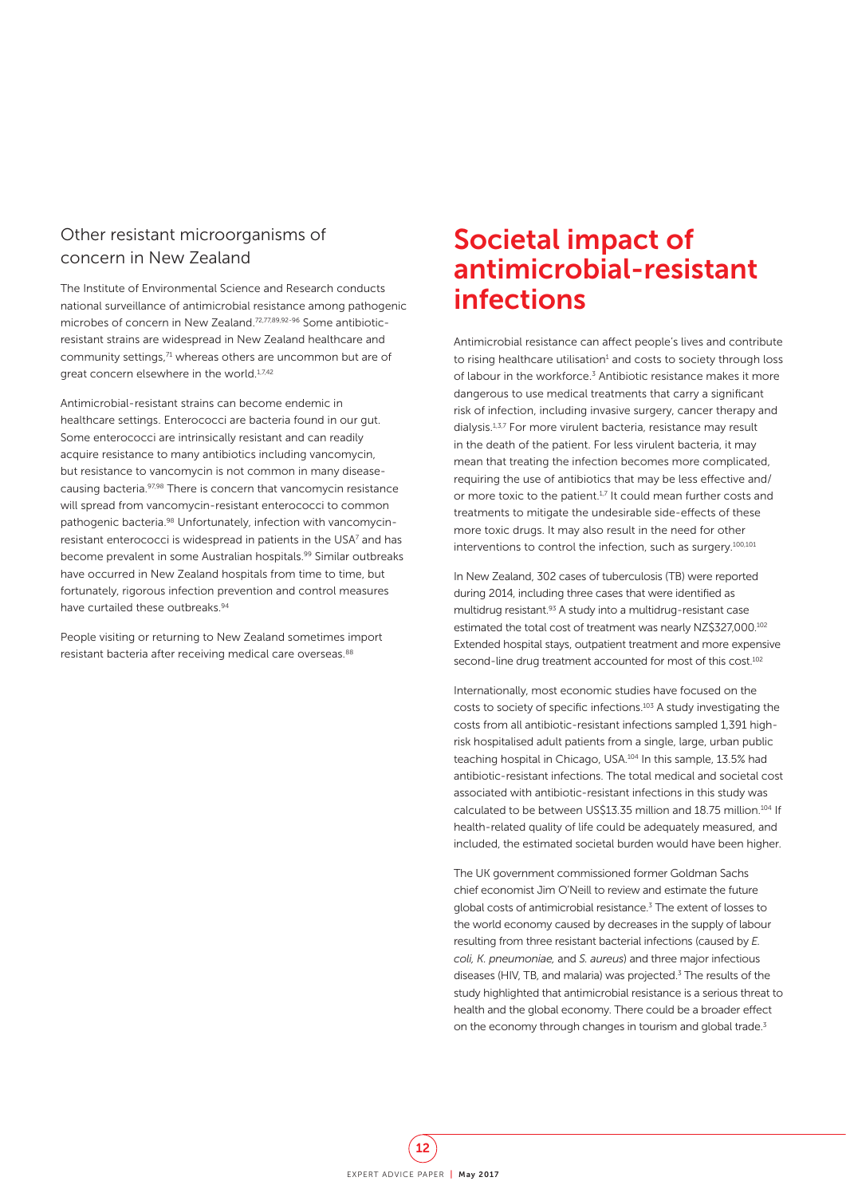## Other resistant microorganisms of concern in New Zealand

The Institute of Environmental Science and Research conducts national surveillance of antimicrobial resistance among pathogenic microbes of concern in New Zealand.[72,77,89,92-96] Some antibiotic-resistant strains are widespread in New Zealand healthcare and community settings,[71] whereas others are uncommon but are of great concern elsewhere in the world.[1,7,42]

Antimicrobial-resistant strains can become endemic in healthcare settings. Enterococci are bacteria found in our gut. Some enterococci are intrinsically resistant and can readily acquire resistance to many antibiotics including vancomycin, but resistance to vancomycin is not common in many disease-causing bacteria.[97,98] There is concern that vancomycin resistance will spread from vancomycin-resistant enterococci to common pathogenic bacteria.[98] Unfortunately, infection with vancomycin-resistant enterococci is widespread in patients in the USA[7] and has become prevalent in some Australian hospitals.[99] Similar outbreaks have occurred in New Zealand hospitals from time to time, but fortunately, rigorous infection prevention and control measures have curtailed these outbreaks.[94]

People visiting or returning to New Zealand sometimes import resistant bacteria after receiving medical care overseas.[88]

# Societal impact of antimicrobial-resistant infections

Antimicrobial resistance can affect people's lives and contribute to rising healthcare utilisation[1] and costs to society through loss of labour in the workforce.[3] Antibiotic resistance makes it more dangerous to use medical treatments that carry a significant risk of infection, including invasive surgery, cancer therapy and dialysis.[1,3,7] For more virulent bacteria, resistance may result in the death of the patient. For less virulent bacteria, it may mean that treating the infection becomes more complicated, requiring the use of antibiotics that may be less effective and/or more toxic to the patient.[1,7] It could mean further costs and treatments to mitigate the undesirable side-effects of these more toxic drugs. It may also result in the need for other interventions to control the infection, such as surgery.[100,101]

In New Zealand, 302 cases of tuberculosis (TB) were reported during 2014, including three cases that were identified as multidrug resistant.[93] A study into a multidrug-resistant case estimated the total cost of treatment was nearly NZ$327,000.[102] Extended hospital stays, outpatient treatment and more expensive second-line drug treatment accounted for most of this cost.[102]

Internationally, most economic studies have focused on the costs to society of specific infections.[103] A study investigating the costs from all antibiotic-resistant infections sampled 1,391 high-risk hospitalised adult patients from a single, large, urban public teaching hospital in Chicago, USA.[104] In this sample, 13.5% had antibiotic-resistant infections. The total medical and societal cost associated with antibiotic-resistant infections in this study was calculated to be between US$13.35 million and 18.75 million.[104] If health-related quality of life could be adequately measured, and included, the estimated societal burden would have been higher.

The UK government commissioned former Goldman Sachs chief economist Jim O'Neill to review and estimate the future global costs of antimicrobial resistance.[3] The extent of losses to the world economy caused by decreases in the supply of labour resulting from three resistant bacterial infections (caused by *E. coli, K. pneumoniae,* and *S. aureus*) and three major infectious diseases (HIV, TB, and malaria) was projected.[3] The results of the study highlighted that antimicrobial resistance is a serious threat to health and the global economy. There could be a broader effect on the economy through changes in tourism and global trade.[3]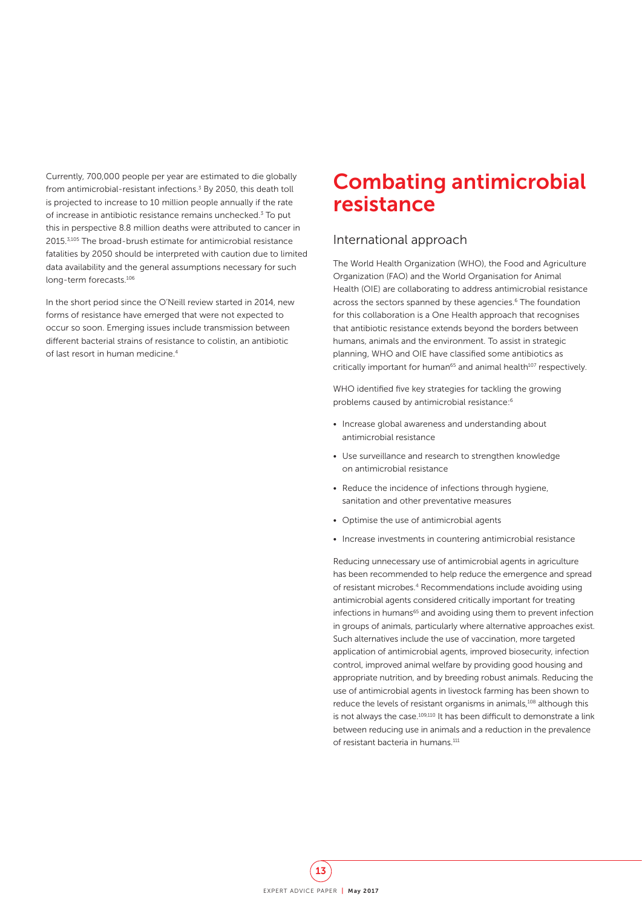Currently, 700,000 people per year are estimated to die globally from antimicrobial-resistant infections.[3] By 2050, this death toll is projected to increase to 10 million people annually if the rate of increase in antibiotic resistance remains unchecked.[3] To put this in perspective 8.8 million deaths were attributed to cancer in 2015.[3,105] The broad-brush estimate for antimicrobial resistance fatalities by 2050 should be interpreted with caution due to limited data availability and the general assumptions necessary for such long-term forecasts.[106]

In the short period since the O'Neill review started in 2014, new forms of resistance have emerged that were not expected to occur so soon. Emerging issues include transmission between different bacterial strains of resistance to colistin, an antibiotic of last resort in human medicine.[4]

# Combating antimicrobial resistance

## International approach

The World Health Organization (WHO), the Food and Agriculture Organization (FAO) and the World Organisation for Animal Health (OIE) are collaborating to address antimicrobial resistance across the sectors spanned by these agencies.[6] The foundation for this collaboration is a One Health approach that recognises that antibiotic resistance extends beyond the borders between humans, animals and the environment. To assist in strategic planning, WHO and OIE have classified some antibiotics as critically important for human[65] and animal health[107] respectively.

WHO identified five key strategies for tackling the growing problems caused by antimicrobial resistance:[6]

- Increase global awareness and understanding about antimicrobial resistance
- Use surveillance and research to strengthen knowledge on antimicrobial resistance
- Reduce the incidence of infections through hygiene, sanitation and other preventative measures
- Optimise the use of antimicrobial agents
- Increase investments in countering antimicrobial resistance

Reducing unnecessary use of antimicrobial agents in agriculture has been recommended to help reduce the emergence and spread of resistant microbes.[4] Recommendations include avoiding using antimicrobial agents considered critically important for treating infections in humans[65] and avoiding using them to prevent infection in groups of animals, particularly where alternative approaches exist. Such alternatives include the use of vaccination, more targeted application of antimicrobial agents, improved biosecurity, infection control, improved animal welfare by providing good housing and appropriate nutrition, and by breeding robust animals. Reducing the use of antimicrobial agents in livestock farming has been shown to reduce the levels of resistant organisms in animals,[108] although this is not always the case.[109,110] It has been difficult to demonstrate a link between reducing use in animals and a reduction in the prevalence of resistant bacteria in humans.[111]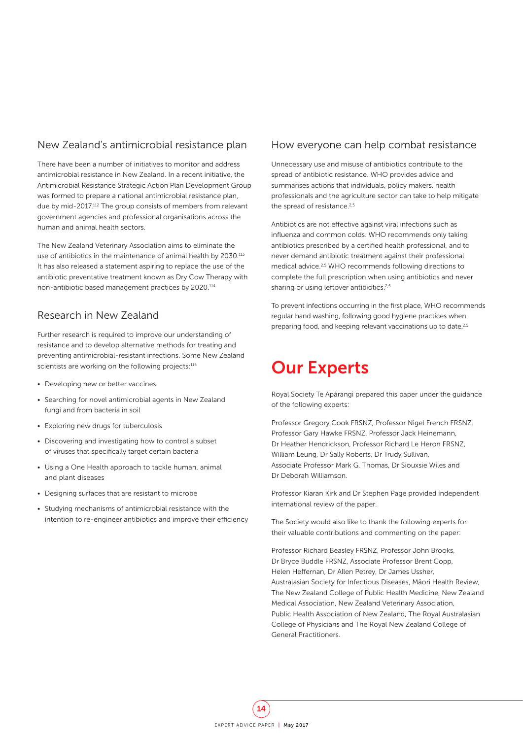## New Zealand's antimicrobial resistance plan

There have been a number of initiatives to monitor and address antimicrobial resistance in New Zealand. In a recent initiative, the Antimicrobial Resistance Strategic Action Plan Development Group was formed to prepare a national antimicrobial resistance plan, due by mid-2017.[112] The group consists of members from relevant government agencies and professional organisations across the human and animal health sectors.

The New Zealand Veterinary Association aims to eliminate the use of antibiotics in the maintenance of animal health by 2030.[113] It has also released a statement aspiring to replace the use of the antibiotic preventative treatment known as Dry Cow Therapy with non-antibiotic based management practices by 2020.[114]

## Research in New Zealand

Further research is required to improve our understanding of resistance and to develop alternative methods for treating and preventing antimicrobial-resistant infections. Some New Zealand scientists are working on the following projects:[115]

- Developing new or better vaccines
- Searching for novel antimicrobial agents in New Zealand fungi and from bacteria in soil
- Exploring new drugs for tuberculosis
- Discovering and investigating how to control a subset of viruses that specifically target certain bacteria
- Using a One Health approach to tackle human, animal and plant diseases
- Designing surfaces that are resistant to microbe
- Studying mechanisms of antimicrobial resistance with the intention to re-engineer antibiotics and improve their efficiency

## How everyone can help combat resistance

Unnecessary use and misuse of antibiotics contribute to the spread of antibiotic resistance. WHO provides advice and summarises actions that individuals, policy makers, health professionals and the agriculture sector can take to help mitigate the spread of resistance.[2,5]

Antibiotics are not effective against viral infections such as influenza and common colds. WHO recommends only taking antibiotics prescribed by a certified health professional, and to never demand antibiotic treatment against their professional medical advice.[2,5] WHO recommends following directions to complete the full prescription when using antibiotics and never sharing or using leftover antibiotics.[2,5]

To prevent infections occurring in the first place, WHO recommends regular hand washing, following good hygiene practices when preparing food, and keeping relevant vaccinations up to date.[2,5]

# Our Experts

Royal Society Te Apārangi prepared this paper under the guidance of the following experts:

Professor Gregory Cook FRSNZ, Professor Nigel French FRSNZ, Professor Gary Hawke FRSNZ, Professor Jack Heinemann, Dr Heather Hendrickson, Professor Richard Le Heron FRSNZ, William Leung, Dr Sally Roberts, Dr Trudy Sullivan, Associate Professor Mark G. Thomas, Dr Siouxsie Wiles and Dr Deborah Williamson.

Professor Kiaran Kirk and Dr Stephen Page provided independent international review of the paper.

The Society would also like to thank the following experts for their valuable contributions and commenting on the paper:

Professor Richard Beasley FRSNZ, Professor John Brooks, Dr Bryce Buddle FRSNZ, Associate Professor Brent Copp, Helen Heffernan, Dr Allen Petrey, Dr James Ussher, Australasian Society for Infectious Diseases, Māori Health Review, The New Zealand College of Public Health Medicine, New Zealand Medical Association, New Zealand Veterinary Association, Public Health Association of New Zealand, The Royal Australasian College of Physicians and The Royal New Zealand College of General Practitioners.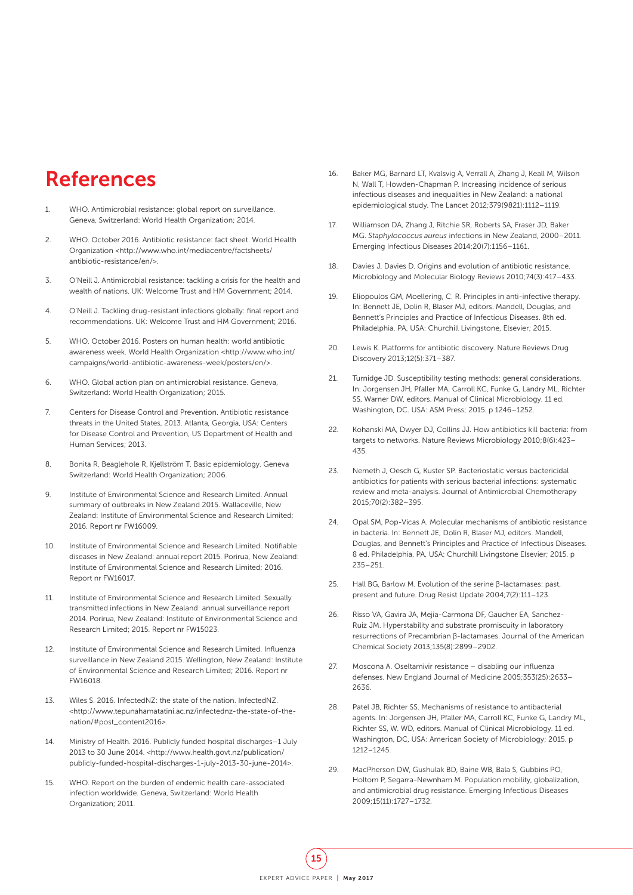# References

1. WHO. Antimicrobial resistance: global report on surveillance. Geneva, Switzerland: World Health Organization; 2014.
2. WHO. October 2016. Antibiotic resistance: fact sheet. World Health Organization <http://www.who.int/mediacentre/factsheets/antibiotic-resistance/en/>.
3. O'Neill J. Antimicrobial resistance: tackling a crisis for the health and wealth of nations. UK: Welcome Trust and HM Government; 2014.
4. O'Neill J. Tackling drug-resistant infections globally: final report and recommendations. UK: Welcome Trust and HM Government; 2016.
5. WHO. October 2016. Posters on human health: world antibiotic awareness week. World Health Organization <http://www.who.int/campaigns/world-antibiotic-awareness-week/posters/en/>.
6. WHO. Global action plan on antimicrobial resistance. Geneva, Switzerland: World Health Organization; 2015.
7. Centers for Disease Control and Prevention. Antibiotic resistance threats in the United States, 2013. Atlanta, Georgia, USA: Centers for Disease Control and Prevention, US Department of Health and Human Services; 2013.
8. Bonita R, Beaglehole R, Kjellström T. Basic epidemiology. Geneva Switzerland: World Health Organization; 2006.
9. Institute of Environmental Science and Research Limited. Annual summary of outbreaks in New Zealand 2015. Wallaceville, New Zealand: Institute of Environmental Science and Research Limited; 2016. Report nr FW16009.
10. Institute of Environmental Science and Research Limited. Notifiable diseases in New Zealand: annual report 2015. Porirua, New Zealand: Institute of Environmental Science and Research Limited; 2016. Report nr FW16017.
11. Institute of Environmental Science and Research Limited. Sexually transmitted infections in New Zealand: annual surveillance report 2014. Porirua, New Zealand: Institute of Environmental Science and Research Limited; 2015. Report nr FW15023.
12. Institute of Environmental Science and Research Limited. Influenza surveillance in New Zealand 2015. Wellington, New Zealand: Institute of Environmental Science and Research Limited; 2016. Report nr FW16018.
13. Wiles S. 2016. InfectedNZ: the state of the nation. InfectedNZ. <http://www.tepunahamatatini.ac.nz/infectednz-the-state-of-the-nation/#post_content2016>.
14. Ministry of Health. 2016. Publicly funded hospital discharges–1 July 2013 to 30 June 2014. <http://www.health.govt.nz/publication/publicly-funded-hospital-discharges-1-july-2013-30-june-2014>.
15. WHO. Report on the burden of endemic health care-associated infection worldwide. Geneva, Switzerland: World Health Organization; 2011.
16. Baker MG, Barnard LT, Kvalsvig A, Verrall A, Zhang J, Keall M, Wilson N, Wall T, Howden-Chapman P. Increasing incidence of serious infectious diseases and inequalities in New Zealand: a national epidemiological study. The Lancet 2012;379(9821):1112–1119.
17. Williamson DA, Zhang J, Ritchie SR, Roberts SA, Fraser JD, Baker MG. *Staphylococcus aureus* infections in New Zealand, 2000–2011. Emerging Infectious Diseases 2014;20(7):1156–1161.
18. Davies J, Davies D. Origins and evolution of antibiotic resistance. Microbiology and Molecular Biology Reviews 2010;74(3):417–433.
19. Eliopoulos GM, Moellering, C. R. Principles in anti-infective therapy. In: Bennett JE, Dolin R, Blaser MJ, editors. Mandell, Douglas, and Bennett's Principles and Practice of Infectious Diseases. 8th ed. Philadelphia, PA, USA: Churchill Livingstone, Elsevier; 2015.
20. Lewis K. Platforms for antibiotic discovery. Nature Reviews Drug Discovery 2013;12(5):371–387.
21. Turnidge JD. Susceptibility testing methods: general considerations. In: Jorgensen JH, Pfaller MA, Carroll KC, Funke G, Landry ML, Richter SS, Warner DW, editors. Manual of Clinical Microbiology. 11 ed. Washington, DC. USA: ASM Press; 2015. p 1246–1252.
22. Kohanski MA, Dwyer DJ, Collins JJ. How antibiotics kill bacteria: from targets to networks. Nature Reviews Microbiology 2010;8(6):423–435.
23. Nemeth J, Oesch G, Kuster SP. Bacteriostatic versus bactericidal antibiotics for patients with serious bacterial infections: systematic review and meta-analysis. Journal of Antimicrobial Chemotherapy 2015;70(2):382–395.
24. Opal SM, Pop-Vicas A. Molecular mechanisms of antibiotic resistance in bacteria. In: Bennett JE, Dolin R, Blaser MJ, editors. Mandell, Douglas, and Bennett's Principles and Practice of Infectious Diseases. 8 ed. Philadelphia, PA, USA: Churchill Livingstone Elsevier; 2015. p 235–251.
25. Hall BG, Barlow M. Evolution of the serine β-lactamases: past, present and future. Drug Resist Update 2004;7(2):111–123.
26. Risso VA, Gavira JA, Mejia-Carmona DF, Gaucher EA, Sanchez-Ruiz JM. Hyperstability and substrate promiscuity in laboratory resurrections of Precambrian β-lactamases. Journal of the American Chemical Society 2013;135(8):2899–2902.
27. Moscona A. Oseltamivir resistance – disabling our influenza defenses. New England Journal of Medicine 2005;353(25):2633–2636.
28. Patel JB, Richter SS. Mechanisms of resistance to antibacterial agents. In: Jorgensen JH, Pfaller MA, Carroll KC, Funke G, Landry ML, Richter SS, W. WD, editors. Manual of Clinical Microbiology. 11 ed. Washington, DC, USA: American Society of Microbiology; 2015. p 1212–1245.
29. MacPherson DW, Gushulak BD, Baine WB, Bala S, Gubbins PO, Holtom P, Segarra-Newnham M. Population mobility, globalization, and antimicrobial drug resistance. Emerging Infectious Diseases 2009;15(11):1727–1732.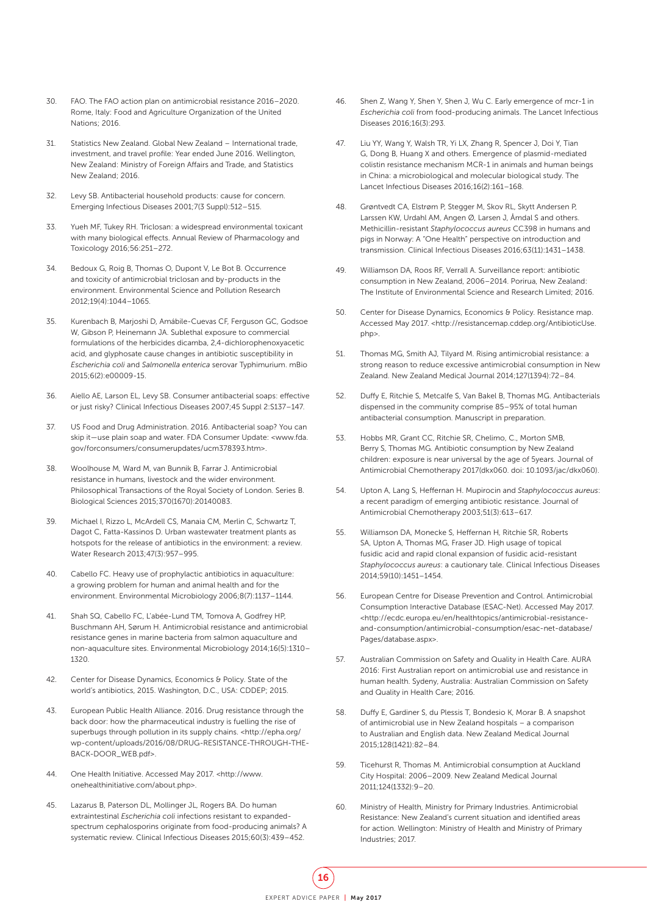30. FAO. The FAO action plan on antimicrobial resistance 2016–2020. Rome, Italy: Food and Agriculture Organization of the United Nations; 2016.

31. Statistics New Zealand. Global New Zealand – International trade, investment, and travel profile: Year ended June 2016. Wellington, New Zealand: Ministry of Foreign Affairs and Trade, and Statistics New Zealand; 2016.

32. Levy SB. Antibacterial household products: cause for concern. Emerging Infectious Diseases 2001;7(3 Suppl):512–515.

33. Yueh MF, Tukey RH. Triclosan: a widespread environmental toxicant with many biological effects. Annual Review of Pharmacology and Toxicology 2016;56:251–272.

34. Bedoux G, Roig B, Thomas O, Dupont V, Le Bot B. Occurrence and toxicity of antimicrobial triclosan and by-products in the environment. Environmental Science and Pollution Research 2012;19(4):1044–1065.

35. Kurenbach B, Marjoshi D, Amábile-Cuevas CF, Ferguson GC, Godsoe W, Gibson P, Heinemann JA. Sublethal exposure to commercial formulations of the herbicides dicamba, 2,4-dichlorophenoxyacetic acid, and glyphosate cause changes in antibiotic susceptibility in *Escherichia coli* and *Salmonella enterica* serovar Typhimurium. mBio 2015;6(2):e00009-15.

36. Aiello AE, Larson EL, Levy SB. Consumer antibacterial soaps: effective or just risky? Clinical Infectious Diseases 2007;45 Suppl 2:S137–147.

37. US Food and Drug Administration. 2016. Antibacterial soap? You can skip it—use plain soap and water. FDA Consumer Update: <www.fda.gov/forconsumers/consumerupdates/ucm378393.htm>.

38. Woolhouse M, Ward M, van Bunnik B, Farrar J. Antimicrobial resistance in humans, livestock and the wider environment. Philosophical Transactions of the Royal Society of London. Series B. Biological Sciences 2015;370(1670):20140083.

39. Michael I, Rizzo L, McArdell CS, Manaia CM, Merlin C, Schwartz T, Dagot C, Fatta-Kassinos D. Urban wastewater treatment plants as hotspots for the release of antibiotics in the environment: a review. Water Research 2013;47(3):957–995.

40. Cabello FC. Heavy use of prophylactic antibiotics in aquaculture: a growing problem for human and animal health and for the environment. Environmental Microbiology 2006;8(7):1137–1144.

41. Shah SQ, Cabello FC, L'abée-Lund TM, Tomova A, Godfrey HP, Buschmann AH, Sørum H. Antimicrobial resistance and antimicrobial resistance genes in marine bacteria from salmon aquaculture and non-aquaculture sites. Environmental Microbiology 2014;16(5):1310–1320.

42. Center for Disease Dynamics, Economics & Policy. State of the world's antibiotics, 2015. Washington, D.C., USA: CDDEP; 2015.

43. European Public Health Alliance. 2016. Drug resistance through the back door: how the pharmaceutical industry is fuelling the rise of superbugs through pollution in its supply chains. <http://epha.org/wp-content/uploads/2016/08/DRUG-RESISTANCE-THROUGH-THE-BACK-DOOR_WEB.pdf>.

44. One Health Initiative. Accessed May 2017. <http://www.onehealthinitiative.com/about.php>.

45. Lazarus B, Paterson DL, Mollinger JL, Rogers BA. Do human extraintestinal *Escherichia coli* infections resistant to expanded-spectrum cephalosporins originate from food-producing animals? A systematic review. Clinical Infectious Diseases 2015;60(3):439–452.

46. Shen Z, Wang Y, Shen Y, Shen J, Wu C. Early emergence of mcr-1 in *Escherichia coli* from food-producing animals. The Lancet Infectious Diseases 2016;16(3):293.

47. Liu YY, Wang Y, Walsh TR, Yi LX, Zhang R, Spencer J, Doi Y, Tian G, Dong B, Huang X and others. Emergence of plasmid-mediated colistin resistance mechanism MCR-1 in animals and human beings in China: a microbiological and molecular biological study. The Lancet Infectious Diseases 2016;16(2):161–168.

48. Grøntvedt CA, Elstrøm P, Stegger M, Skov RL, Skytt Andersen P, Larssen KW, Urdahl AM, Angen Ø, Larsen J, Åmdal S and others. Methicillin-resistant *Staphylococcus aureus* CC398 in humans and pigs in Norway: A "One Health" perspective on introduction and transmission. Clinical Infectious Diseases 2016;63(11):1431–1438.

49. Williamson DA, Roos RF, Verrall A. Surveillance report: antibiotic consumption in New Zealand, 2006–2014. Porirua, New Zealand: The Institute of Environmental Science and Research Limited; 2016.

50. Center for Disease Dynamics, Economics & Policy. Resistance map. Accessed May 2017. <http://resistancemap.cddep.org/AntibioticUse.php>.

51. Thomas MG, Smith AJ, Tilyard M. Rising antimicrobial resistance: a strong reason to reduce excessive antimicrobial consumption in New Zealand. New Zealand Medical Journal 2014;127(1394):72–84.

52. Duffy E, Ritchie S, Metcalfe S, Van Bakel B, Thomas MG. Antibacterials dispensed in the community comprise 85–95% of total human antibacterial consumption. Manuscript in preparation.

53. Hobbs MR, Grant CC, Ritchie SR, Chelimo, C., Morton SMB, Berry S, Thomas MG. Antibiotic consumption by New Zealand children: exposure is near universal by the age of 5years. Journal of Antimicrobial Chemotherapy 2017(dkx060. doi: 10.1093/jac/dkx060).

54. Upton A, Lang S, Heffernan H. Mupirocin and *Staphylococcus aureus*: a recent paradigm of emerging antibiotic resistance. Journal of Antimicrobial Chemotherapy 2003;51(3):613–617.

55. Williamson DA, Monecke S, Heffernan H, Ritchie SR, Roberts SA, Upton A, Thomas MG, Fraser JD. High usage of topical fusidic acid and rapid clonal expansion of fusidic acid-resistant *Staphylococcus aureus*: a cautionary tale. Clinical Infectious Diseases 2014;59(10):1451–1454.

56. European Centre for Disease Prevention and Control. Antimicrobial Consumption Interactive Database (ESAC-Net). Accessed May 2017. <http://ecdc.europa.eu/en/healthtopics/antimicrobial-resistance-and-consumption/antimicrobial-consumption/esac-net-database/Pages/database.aspx>.

57. Australian Commission on Safety and Quality in Health Care. AURA 2016: First Australian report on antimicrobial use and resistance in human health. Sydeny, Australia: Australian Commission on Safety and Quality in Health Care; 2016.

58. Duffy E, Gardiner S, du Plessis T, Bondesio K, Morar B. A snapshot of antimicrobial use in New Zealand hospitals – a comparison to Australian and English data. New Zealand Medical Journal 2015;128(1421):82–84.

59. Ticehurst R, Thomas M. Antimicrobial consumption at Auckland City Hospital: 2006–2009. New Zealand Medical Journal 2011;124(1332):9–20.

60. Ministry of Health, Ministry for Primary Industries. Antimicrobial Resistance: New Zealand's current situation and identified areas for action. Wellington: Ministry of Health and Ministry of Primary Industries; 2017.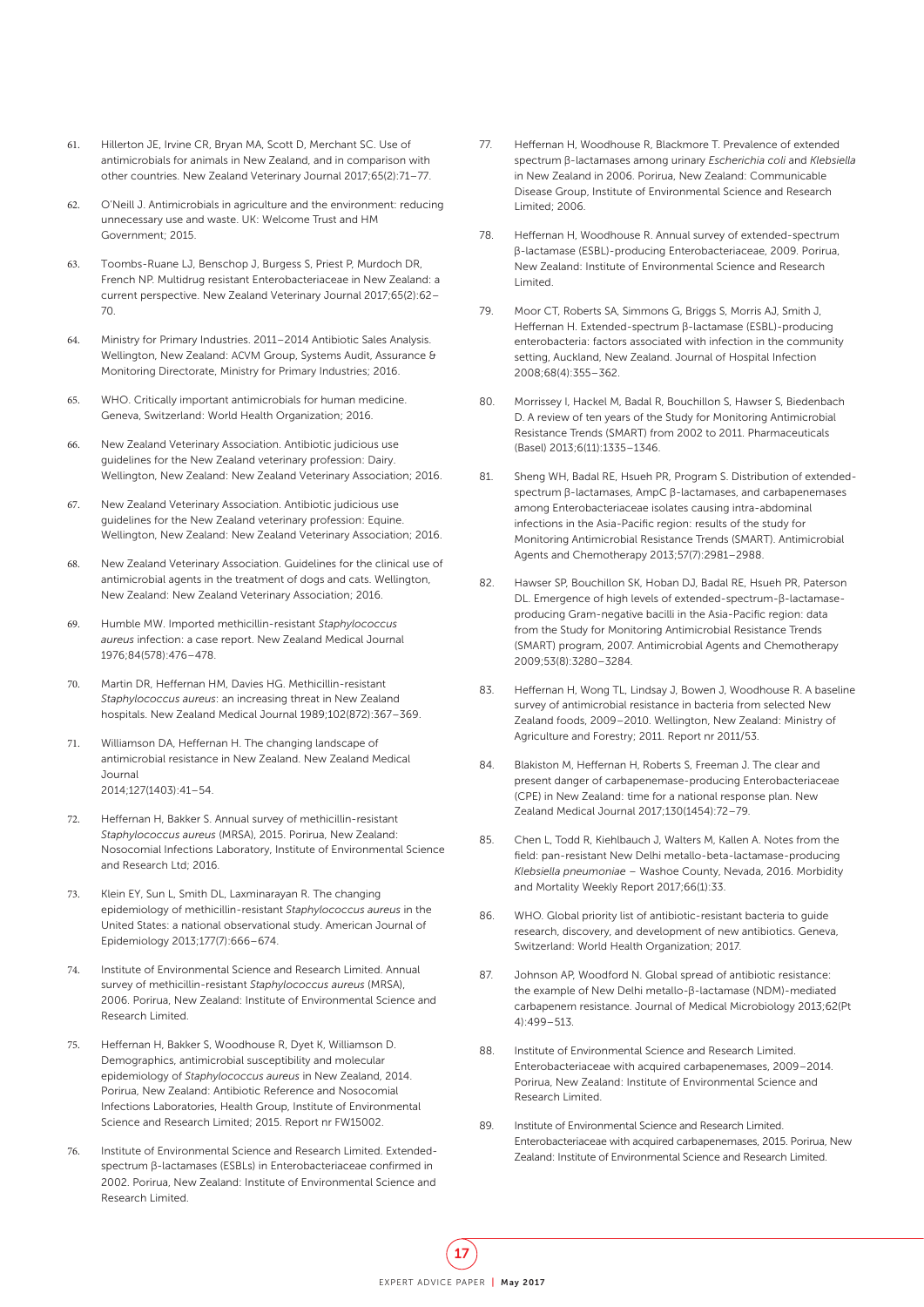61. Hillerton JE, Irvine CR, Bryan MA, Scott D, Merchant SC. Use of antimicrobials for animals in New Zealand, and in comparison with other countries. New Zealand Veterinary Journal 2017;65(2):71–77.

62. O'Neill J. Antimicrobials in agriculture and the environment: reducing unnecessary use and waste. UK: Welcome Trust and HM Government; 2015.

63. Toombs-Ruane LJ, Benschop J, Burgess S, Priest P, Murdoch DR, French NP. Multidrug resistant Enterobacteriaceae in New Zealand: a current perspective. New Zealand Veterinary Journal 2017;65(2):62–70.

64. Ministry for Primary Industries. 2011–2014 Antibiotic Sales Analysis. Wellington, New Zealand: ACVM Group, Systems Audit, Assurance & Monitoring Directorate, Ministry for Primary Industries; 2016.

65. WHO. Critically important antimicrobials for human medicine. Geneva, Switzerland: World Health Organization; 2016.

66. New Zealand Veterinary Association. Antibiotic judicious use guidelines for the New Zealand veterinary profession: Dairy. Wellington, New Zealand: New Zealand Veterinary Association; 2016.

67. New Zealand Veterinary Association. Antibiotic judicious use guidelines for the New Zealand veterinary profession: Equine. Wellington, New Zealand: New Zealand Veterinary Association; 2016.

68. New Zealand Veterinary Association. Guidelines for the clinical use of antimicrobial agents in the treatment of dogs and cats. Wellington, New Zealand: New Zealand Veterinary Association; 2016.

69. Humble MW. Imported methicillin-resistant *Staphylococcus aureus* infection: a case report. New Zealand Medical Journal 1976;84(578):476–478.

70. Martin DR, Heffernan HM, Davies HG. Methicillin-resistant *Staphylococcus aureus*: an increasing threat in New Zealand hospitals. New Zealand Medical Journal 1989;102(872):367–369.

71. Williamson DA, Heffernan H. The changing landscape of antimicrobial resistance in New Zealand. New Zealand Medical Journal 2014;127(1403):41–54.

72. Heffernan H, Bakker S. Annual survey of methicillin-resistant *Staphylococcus aureus* (MRSA), 2015. Porirua, New Zealand: Nosocomial Infections Laboratory, Institute of Environmental Science and Research Ltd; 2016.

73. Klein EY, Sun L, Smith DL, Laxminarayan R. The changing epidemiology of methicillin-resistant *Staphylococcus aureus* in the United States: a national observational study. American Journal of Epidemiology 2013;177(7):666–674.

74. Institute of Environmental Science and Research Limited. Annual survey of methicillin-resistant *Staphylococcus aureus* (MRSA), 2006. Porirua, New Zealand: Institute of Environmental Science and Research Limited.

75. Heffernan H, Bakker S, Woodhouse R, Dyet K, Williamson D. Demographics, antimicrobial susceptibility and molecular epidemiology of *Staphylococcus aureus* in New Zealand, 2014. Porirua, New Zealand: Antibiotic Reference and Nosocomial Infections Laboratories, Health Group, Institute of Environmental Science and Research Limited; 2015. Report nr FW15002.

76. Institute of Environmental Science and Research Limited. Extended-spectrum β-lactamases (ESBLs) in Enterobacteriaceae confirmed in 2002. Porirua, New Zealand: Institute of Environmental Science and Research Limited.

77. Heffernan H, Woodhouse R, Blackmore T. Prevalence of extended spectrum β-lactamases among urinary *Escherichia coli* and *Klebsiella* in New Zealand in 2006. Porirua, New Zealand: Communicable Disease Group, Institute of Environmental Science and Research Limited; 2006.

78. Heffernan H, Woodhouse R. Annual survey of extended-spectrum β-lactamase (ESBL)-producing Enterobacteriaceae, 2009. Porirua, New Zealand: Institute of Environmental Science and Research Limited.

79. Moor CT, Roberts SA, Simmons G, Briggs S, Morris AJ, Smith J, Heffernan H. Extended-spectrum β-lactamase (ESBL)-producing enterobacteria: factors associated with infection in the community setting, Auckland, New Zealand. Journal of Hospital Infection 2008;68(4):355–362.

80. Morrissey I, Hackel M, Badal R, Bouchillon S, Hawser S, Biedenbach D. A review of ten years of the Study for Monitoring Antimicrobial Resistance Trends (SMART) from 2002 to 2011. Pharmaceuticals (Basel) 2013;6(11):1335–1346.

81. Sheng WH, Badal RE, Hsueh PR, Program S. Distribution of extended-spectrum β-lactamases, AmpC β-lactamases, and carbapenemases among Enterobacteriaceae isolates causing intra-abdominal infections in the Asia-Pacific region: results of the study for Monitoring Antimicrobial Resistance Trends (SMART). Antimicrobial Agents and Chemotherapy 2013;57(7):2981–2988.

82. Hawser SP, Bouchillon SK, Hoban DJ, Badal RE, Hsueh PR, Paterson DL. Emergence of high levels of extended-spectrum-β-lactamase-producing Gram-negative bacilli in the Asia-Pacific region: data from the Study for Monitoring Antimicrobial Resistance Trends (SMART) program, 2007. Antimicrobial Agents and Chemotherapy 2009;53(8):3280–3284.

83. Heffernan H, Wong TL, Lindsay J, Bowen J, Woodhouse R. A baseline survey of antimicrobial resistance in bacteria from selected New Zealand foods, 2009–2010. Wellington, New Zealand: Ministry of Agriculture and Forestry; 2011. Report nr 2011/53.

84. Blakiston M, Heffernan H, Roberts S, Freeman J. The clear and present danger of carbapenemase-producing Enterobacteriaceae (CPE) in New Zealand: time for a national response plan. New Zealand Medical Journal 2017;130(1454):72–79.

85. Chen L, Todd R, Kiehlbauch J, Walters M, Kallen A. Notes from the field: pan-resistant New Delhi metallo-beta-lactamase-producing *Klebsiella pneumoniae* – Washoe County, Nevada, 2016. Morbidity and Mortality Weekly Report 2017;66(1):33.

86. WHO. Global priority list of antibiotic-resistant bacteria to guide research, discovery, and development of new antibiotics. Geneva, Switzerland: World Health Organization; 2017.

87. Johnson AP, Woodford N. Global spread of antibiotic resistance: the example of New Delhi metallo-β-lactamase (NDM)-mediated carbapenem resistance. Journal of Medical Microbiology 2013;62(Pt 4):499–513.

88. Institute of Environmental Science and Research Limited. Enterobacteriaceae with acquired carbapenemases, 2009–2014. Porirua, New Zealand: Institute of Environmental Science and Research Limited.

89. Institute of Environmental Science and Research Limited. Enterobacteriaceae with acquired carbapenemases, 2015. Porirua, New Zealand: Institute of Environmental Science and Research Limited.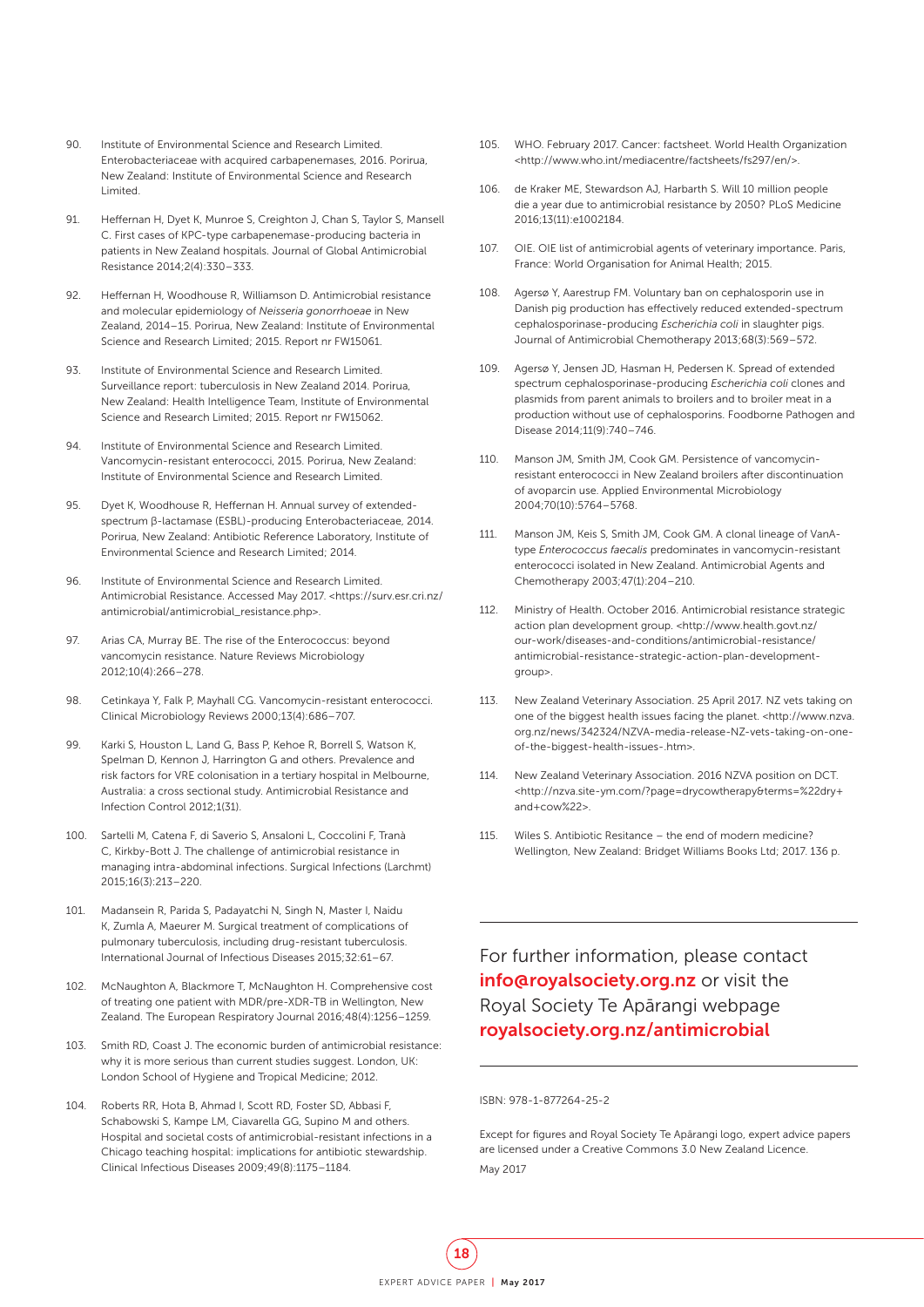90. Institute of Environmental Science and Research Limited. Enterobacteriaceae with acquired carbapenemases, 2016. Porirua, New Zealand: Institute of Environmental Science and Research Limited.

91. Heffernan H, Dyet K, Munroe S, Creighton J, Chan S, Taylor S, Mansell C. First cases of KPC-type carbapenemase-producing bacteria in patients in New Zealand hospitals. Journal of Global Antimicrobial Resistance 2014;2(4):330–333.

92. Heffernan H, Woodhouse R, Williamson D. Antimicrobial resistance and molecular epidemiology of *Neisseria gonorrhoeae* in New Zealand, 2014–15. Porirua, New Zealand: Institute of Environmental Science and Research Limited; 2015. Report nr FW15061.

93. Institute of Environmental Science and Research Limited. Surveillance report: tuberculosis in New Zealand 2014. Porirua, New Zealand: Health Intelligence Team, Institute of Environmental Science and Research Limited; 2015. Report nr FW15062.

94. Institute of Environmental Science and Research Limited. Vancomycin-resistant enterococci, 2015. Porirua, New Zealand: Institute of Environmental Science and Research Limited.

95. Dyet K, Woodhouse R, Heffernan H. Annual survey of extended-spectrum β-lactamase (ESBL)-producing Enterobacteriaceae, 2014. Porirua, New Zealand: Antibiotic Reference Laboratory, Institute of Environmental Science and Research Limited; 2014.

96. Institute of Environmental Science and Research Limited. Antimicrobial Resistance. Accessed May 2017. <https://surv.esr.cri.nz/antimicrobial/antimicrobial_resistance.php>.

97. Arias CA, Murray BE. The rise of the Enterococcus: beyond vancomycin resistance. Nature Reviews Microbiology 2012;10(4):266–278.

98. Cetinkaya Y, Falk P, Mayhall CG. Vancomycin-resistant enterococci. Clinical Microbiology Reviews 2000;13(4):686–707.

99. Karki S, Houston L, Land G, Bass P, Kehoe R, Borrell S, Watson K, Spelman D, Kennon J, Harrington G and others. Prevalence and risk factors for VRE colonisation in a tertiary hospital in Melbourne, Australia: a cross sectional study. Antimicrobial Resistance and Infection Control 2012;1(31).

100. Sartelli M, Catena F, di Saverio S, Ansaloni L, Coccolini F, Tranà C, Kirkby-Bott J. The challenge of antimicrobial resistance in managing intra-abdominal infections. Surgical Infections (Larchmt) 2015;16(3):213–220.

101. Madansein R, Parida S, Padayatchi N, Singh N, Master I, Naidu K, Zumla A, Maeurer M. Surgical treatment of complications of pulmonary tuberculosis, including drug-resistant tuberculosis. International Journal of Infectious Diseases 2015;32:61–67.

102. McNaughton A, Blackmore T, McNaughton H. Comprehensive cost of treating one patient with MDR/pre-XDR-TB in Wellington, New Zealand. The European Respiratory Journal 2016;48(4):1256–1259.

103. Smith RD, Coast J. The economic burden of antimicrobial resistance: why it is more serious than current studies suggest. London, UK: London School of Hygiene and Tropical Medicine; 2012.

104. Roberts RR, Hota B, Ahmad I, Scott RD, Foster SD, Abbasi F, Schabowski S, Kampe LM, Ciavarella GG, Supino M and others. Hospital and societal costs of antimicrobial-resistant infections in a Chicago teaching hospital: implications for antibiotic stewardship. Clinical Infectious Diseases 2009;49(8):1175–1184.

105. WHO. February 2017. Cancer: factsheet. World Health Organization <http://www.who.int/mediacentre/factsheets/fs297/en/>.

106. de Kraker ME, Stewardson AJ, Harbarth S. Will 10 million people die a year due to antimicrobial resistance by 2050? PLoS Medicine 2016;13(11):e1002184.

107. OIE. OIE list of antimicrobial agents of veterinary importance. Paris, France: World Organisation for Animal Health; 2015.

108. Agersø Y, Aarestrup FM. Voluntary ban on cephalosporin use in Danish pig production has effectively reduced extended-spectrum cephalosporinase-producing *Escherichia coli* in slaughter pigs. Journal of Antimicrobial Chemotherapy 2013;68(3):569–572.

109. Agersø Y, Jensen JD, Hasman H, Pedersen K. Spread of extended spectrum cephalosporinase-producing *Escherichia coli* clones and plasmids from parent animals to broilers and to broiler meat in a production without use of cephalosporins. Foodborne Pathogen and Disease 2014;11(9):740–746.

110. Manson JM, Smith JM, Cook GM. Persistence of vancomycin-resistant enterococci in New Zealand broilers after discontinuation of avoparcin use. Applied Environmental Microbiology 2004;70(10):5764–5768.

111. Manson JM, Keis S, Smith JM, Cook GM. A clonal lineage of VanA-type *Enterococcus faecalis* predominates in vancomycin-resistant enterococci isolated in New Zealand. Antimicrobial Agents and Chemotherapy 2003;47(1):204–210.

112. Ministry of Health. October 2016. Antimicrobial resistance strategic action plan development group. <http://www.health.govt.nz/our-work/diseases-and-conditions/antimicrobial-resistance/antimicrobial-resistance-strategic-action-plan-development-group>.

113. New Zealand Veterinary Association. 25 April 2017. NZ vets taking on one of the biggest health issues facing the planet. <http://www.nzva.org.nz/news/342324/NZVA-media-release-NZ-vets-taking-on-one-of-the-biggest-health-issues-.htm>.

114. New Zealand Veterinary Association. 2016 NZVA position on DCT. <http://nzva.site-ym.com/?page=drycowtherapy&terms=%22dry+and+cow%22>.

115. Wiles S. Antibiotic Resitance – the end of modern medicine? Wellington, New Zealand: Bridget Williams Books Ltd; 2017. 136 p.

---

For further information, please contact **info@royalsociety.org.nz** or visit the Royal Society Te Apārangi webpage **royalsociety.org.nz/antimicrobial**

---

ISBN: 978-1-877264-25-2

Except for figures and Royal Society Te Apārangi logo, expert advice papers are licensed under a Creative Commons 3.0 New Zealand Licence.

May 2017